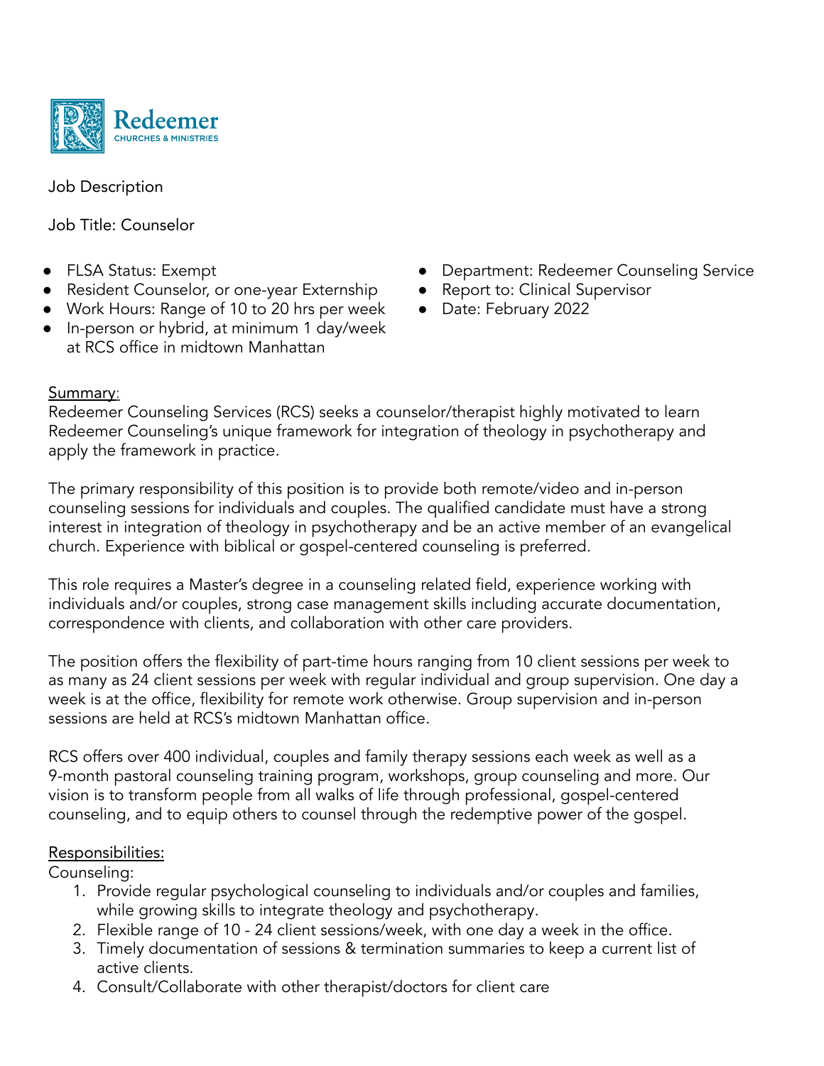Redeemer
CHURCHES & MINISTRIES

Job Description

Job Title: Counselor

- FLSA Status: Exempt
- Resident Counselor, or one-year Externship
- Work Hours: Range of 10 to 20 hrs per week
- In-person or hybrid, at minimum 1 day/week at RCS office in midtown Manhattan
- Department: Redeemer Counseling Service
- Report to: Clinical Supervisor
- Date: February 2022

Summary:
Redeemer Counseling Services (RCS) seeks a counselor/therapist highly motivated to learn Redeemer Counseling's unique framework for integration of theology in psychotherapy and apply the framework in practice.

The primary responsibility of this position is to provide both remote/video and in-person counseling sessions for individuals and couples. The qualified candidate must have a strong interest in integration of theology in psychotherapy and be an active member of an evangelical church. Experience with biblical or gospel-centered counseling is preferred.

This role requires a Master's degree in a counseling related field, experience working with individuals and/or couples, strong case management skills including accurate documentation, correspondence with clients, and collaboration with other care providers.

The position offers the flexibility of part-time hours ranging from 10 client sessions per week to as many as 24 client sessions per week with regular individual and group supervision. One day a week is at the office, flexibility for remote work otherwise. Group supervision and in-person sessions are held at RCS's midtown Manhattan office.

RCS offers over 400 individual, couples and family therapy sessions each week as well as a 9-month pastoral counseling training program, workshops, group counseling and more. Our vision is to transform people from all walks of life through professional, gospel-centered counseling, and to equip others to counsel through the redemptive power of the gospel.

Responsibilities:
Counseling:

1. Provide regular psychological counseling to individuals and/or couples and families, while growing skills to integrate theology and psychotherapy.
2. Flexible range of 10 - 24 client sessions/week, with one day a week in the office.
3. Timely documentation of sessions & termination summaries to keep a current list of active clients.
4. Consult/Collaborate with other therapist/doctors for client care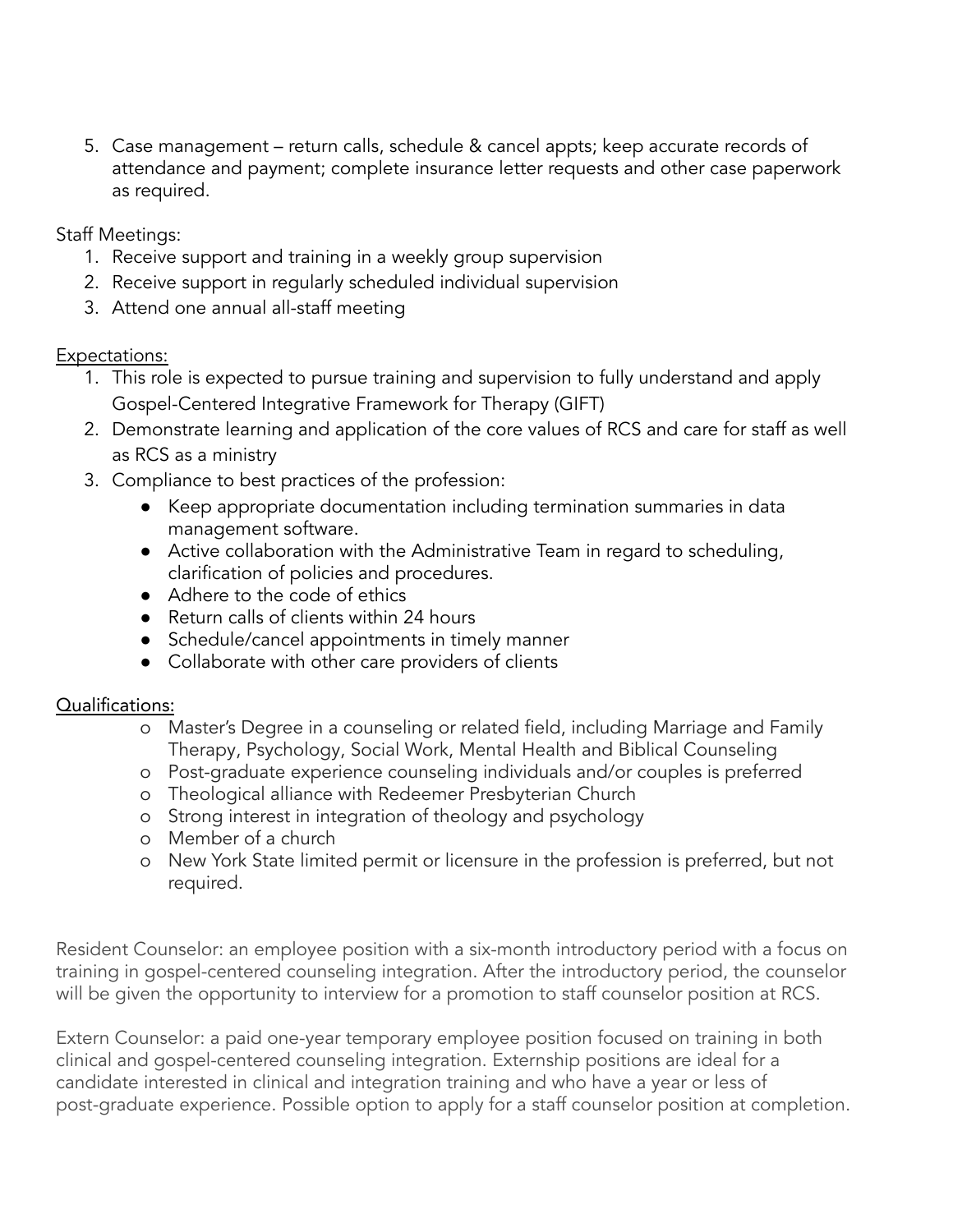5. Case management – return calls, schedule & cancel appts; keep accurate records of attendance and payment; complete insurance letter requests and other case paperwork as required.

Staff Meetings:

1. Receive support and training in a weekly group supervision
2. Receive support in regularly scheduled individual supervision
3. Attend one annual all-staff meeting

<u>Expectations:</u>

1. This role is expected to pursue training and supervision to fully understand and apply Gospel-Centered Integrative Framework for Therapy (GIFT)
2. Demonstrate learning and application of the core values of RCS and care for staff as well as RCS as a ministry
3. Compliance to best practices of the profession:
   - Keep appropriate documentation including termination summaries in data management software.
   - Active collaboration with the Administrative Team in regard to scheduling, clarification of policies and procedures.
   - Adhere to the code of ethics
   - Return calls of clients within 24 hours
   - Schedule/cancel appointments in timely manner
   - Collaborate with other care providers of clients

<u>Qualifications:</u>

- Master's Degree in a counseling or related field, including Marriage and Family Therapy, Psychology, Social Work, Mental Health and Biblical Counseling
- Post-graduate experience counseling individuals and/or couples is preferred
- Theological alliance with Redeemer Presbyterian Church
- Strong interest in integration of theology and psychology
- Member of a church
- New York State limited permit or licensure in the profession is preferred, but not required.

Resident Counselor: an employee position with a six-month introductory period with a focus on training in gospel-centered counseling integration. After the introductory period, the counselor will be given the opportunity to interview for a promotion to staff counselor position at RCS.

Extern Counselor: a paid one-year temporary employee position focused on training in both clinical and gospel-centered counseling integration. Externship positions are ideal for a candidate interested in clinical and integration training and who have a year or less of post-graduate experience. Possible option to apply for a staff counselor position at completion.